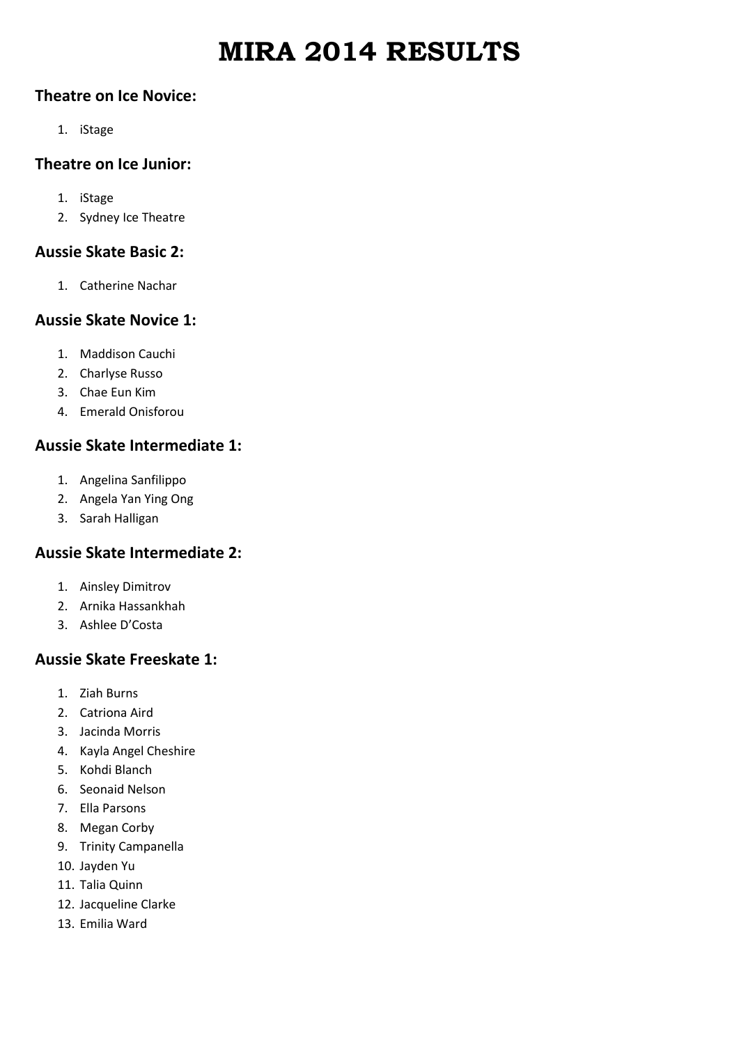# MIRA 2014 RESULTS

### Theatre on Ice Novice:

1. iStage

### Theatre on Ice Junior:

1. iStage
2. Sydney Ice Theatre

### Aussie Skate Basic 2:

1. Catherine Nachar

### Aussie Skate Novice 1:

1. Maddison Cauchi
2. Charlyse Russo
3. Chae Eun Kim
4. Emerald Onisforou

### Aussie Skate Intermediate 1:

1. Angelina Sanfilippo
2. Angela Yan Ying Ong
3. Sarah Halligan

### Aussie Skate Intermediate 2:

1. Ainsley Dimitrov
2. Arnika Hassankhah
3. Ashlee D'Costa

### Aussie Skate Freeskate 1:

1. Ziah Burns
2. Catriona Aird
3. Jacinda Morris
4. Kayla Angel Cheshire
5. Kohdi Blanch
6. Seonaid Nelson
7. Ella Parsons
8. Megan Corby
9. Trinity Campanella
10. Jayden Yu
11. Talia Quinn
12. Jacqueline Clarke
13. Emilia Ward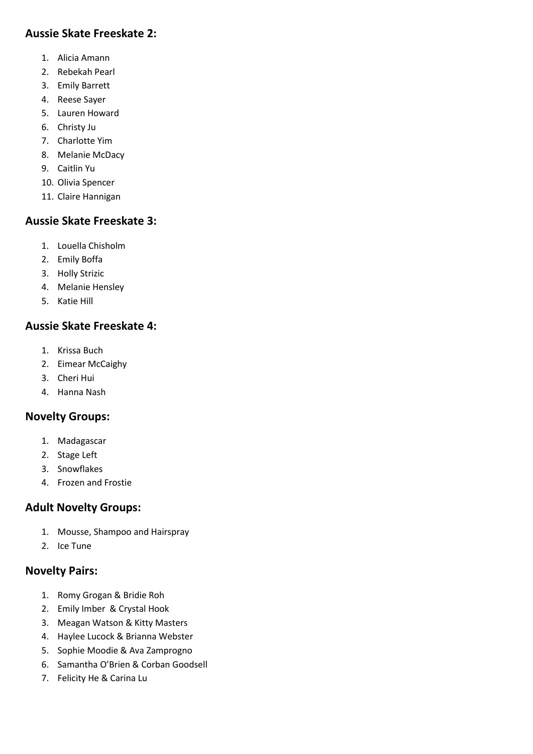### Aussie Skate Freeskate 2:

1. Alicia Amann
2. Rebekah Pearl
3. Emily Barrett
4. Reese Sayer
5. Lauren Howard
6. Christy Ju
7. Charlotte Yim
8. Melanie McDacy
9. Caitlin Yu
10. Olivia Spencer
11. Claire Hannigan

### Aussie Skate Freeskate 3:

1. Louella Chisholm
2. Emily Boffa
3. Holly Strizic
4. Melanie Hensley
5. Katie Hill

### Aussie Skate Freeskate 4:

1. Krissa Buch
2. Eimear McCaighy
3. Cheri Hui
4. Hanna Nash

### Novelty Groups:

1. Madagascar
2. Stage Left
3. Snowflakes
4. Frozen and Frostie

### Adult Novelty Groups:

1. Mousse, Shampoo and Hairspray
2. Ice Tune

### Novelty Pairs:

1. Romy Grogan & Bridie Roh
2. Emily Imber & Crystal Hook
3. Meagan Watson & Kitty Masters
4. Haylee Lucock & Brianna Webster
5. Sophie Moodie & Ava Zamprogno
6. Samantha O'Brien & Corban Goodsell
7. Felicity He & Carina Lu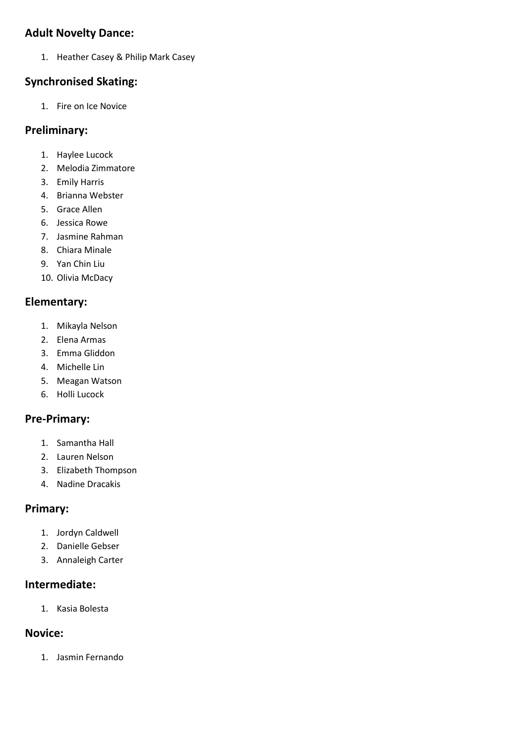## Adult Novelty Dance:

1. Heather Casey & Philip Mark Casey

## Synchronised Skating:

1. Fire on Ice Novice

## Preliminary:

1. Haylee Lucock
2. Melodia Zimmatore
3. Emily Harris
4. Brianna Webster
5. Grace Allen
6. Jessica Rowe
7. Jasmine Rahman
8. Chiara Minale
9. Yan Chin Liu
10. Olivia McDacy

## Elementary:

1. Mikayla Nelson
2. Elena Armas
3. Emma Gliddon
4. Michelle Lin
5. Meagan Watson
6. Holli Lucock

## Pre-Primary:

1. Samantha Hall
2. Lauren Nelson
3. Elizabeth Thompson
4. Nadine Dracakis

## Primary:

1. Jordyn Caldwell
2. Danielle Gebser
3. Annaleigh Carter

## Intermediate:

1. Kasia Bolesta

## Novice:

1. Jasmin Fernando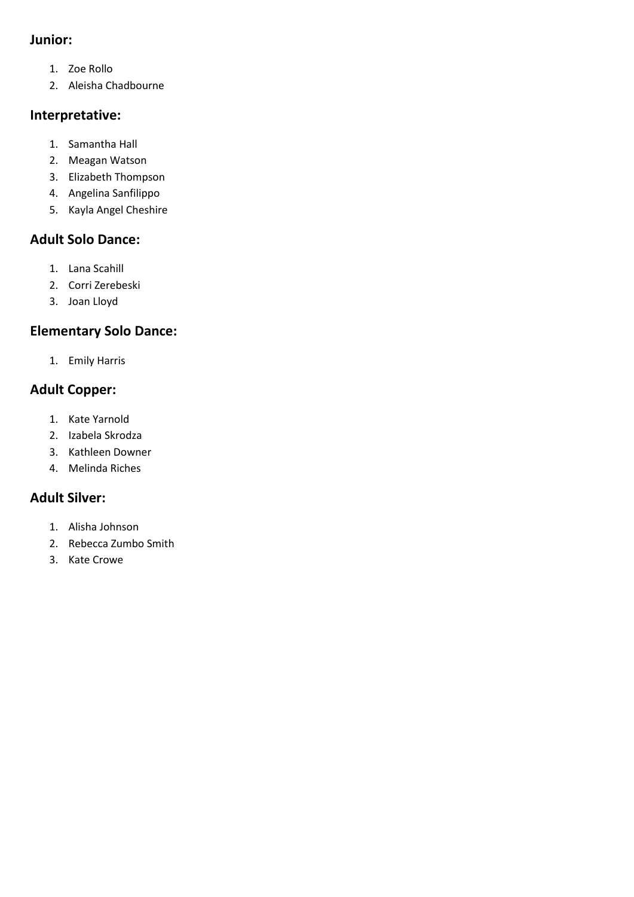### Junior:

1. Zoe Rollo
2. Aleisha Chadbourne

### Interpretative:

1. Samantha Hall
2. Meagan Watson
3. Elizabeth Thompson
4. Angelina Sanfilippo
5. Kayla Angel Cheshire

### Adult Solo Dance:

1. Lana Scahill
2. Corri Zerebeski
3. Joan Lloyd

### Elementary Solo Dance:

1. Emily Harris

### Adult Copper:

1. Kate Yarnold
2. Izabela Skrodza
3. Kathleen Downer
4. Melinda Riches

### Adult Silver:

1. Alisha Johnson
2. Rebecca Zumbo Smith
3. Kate Crowe